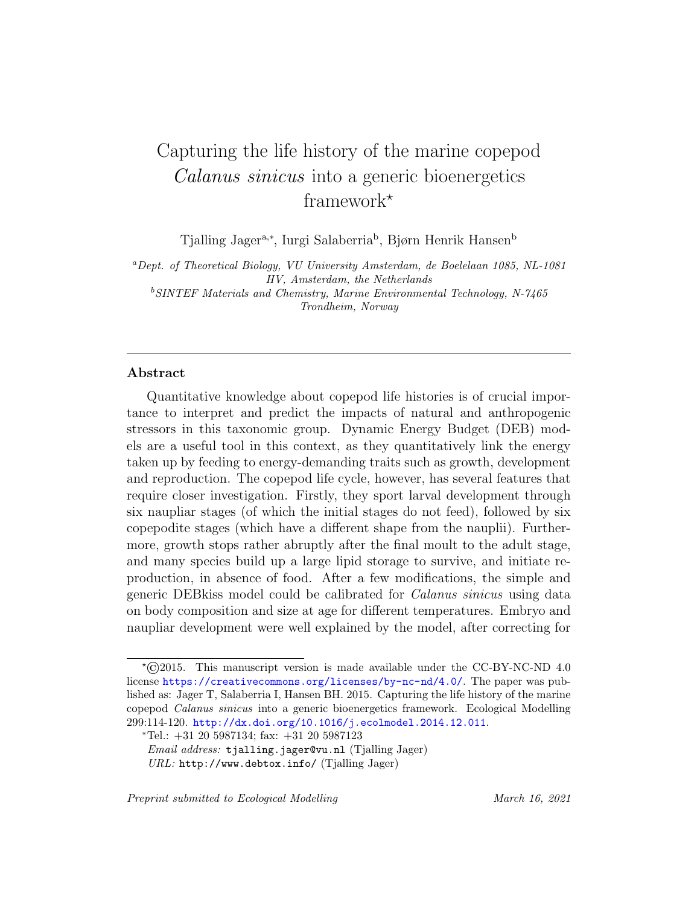# Capturing the life history of the marine copepod *Calanus sinicus* into a generic bioenergetics framework[⋆]

Tjalling Jager[a,∗], Iurgi Salaberria[b], Bjørn Henrik Hansen[b]

[a] *Dept. of Theoretical Biology, VU University Amsterdam, de Boelelaan 1085, NL-1081 HV, Amsterdam, the Netherlands*

[b] *SINTEF Materials and Chemistry, Marine Environmental Technology, N-7465 Trondheim, Norway*

---

## Abstract

Quantitative knowledge about copepod life histories is of crucial importance to interpret and predict the impacts of natural and anthropogenic stressors in this taxonomic group. Dynamic Energy Budget (DEB) models are a useful tool in this context, as they quantitatively link the energy taken up by feeding to energy-demanding traits such as growth, development and reproduction. The copepod life cycle, however, has several features that require closer investigation. Firstly, they sport larval development through six naupliar stages (of which the initial stages do not feed), followed by six copepodite stages (which have a different shape from the nauplii). Furthermore, growth stops rather abruptly after the final moult to the adult stage, and many species build up a large lipid storage to survive, and initiate reproduction, in absence of food. After a few modifications, the simple and generic DEBkiss model could be calibrated for *Calanus sinicus* using data on body composition and size at age for different temperatures. Embryo and naupliar development were well explained by the model, after correcting for

---

[⋆] ©2015. This manuscript version is made available under the CC-BY-NC-ND 4.0 license https://creativecommons.org/licenses/by-nc-nd/4.0/. The paper was published as: Jager T, Salaberria I, Hansen BH. 2015. Capturing the life history of the marine copepod *Calanus sinicus* into a generic bioenergetics framework. Ecological Modelling 299:114-120. http://dx.doi.org/10.1016/j.ecolmodel.2014.12.011.

[∗] Tel.: +31 20 5987134; fax: +31 20 5987123

*Email address:* tjalling.jager@vu.nl (Tjalling Jager)

*URL:* http://www.debtox.info/ (Tjalling Jager)

*Preprint submitted to Ecological Modelling* — *March 16, 2021*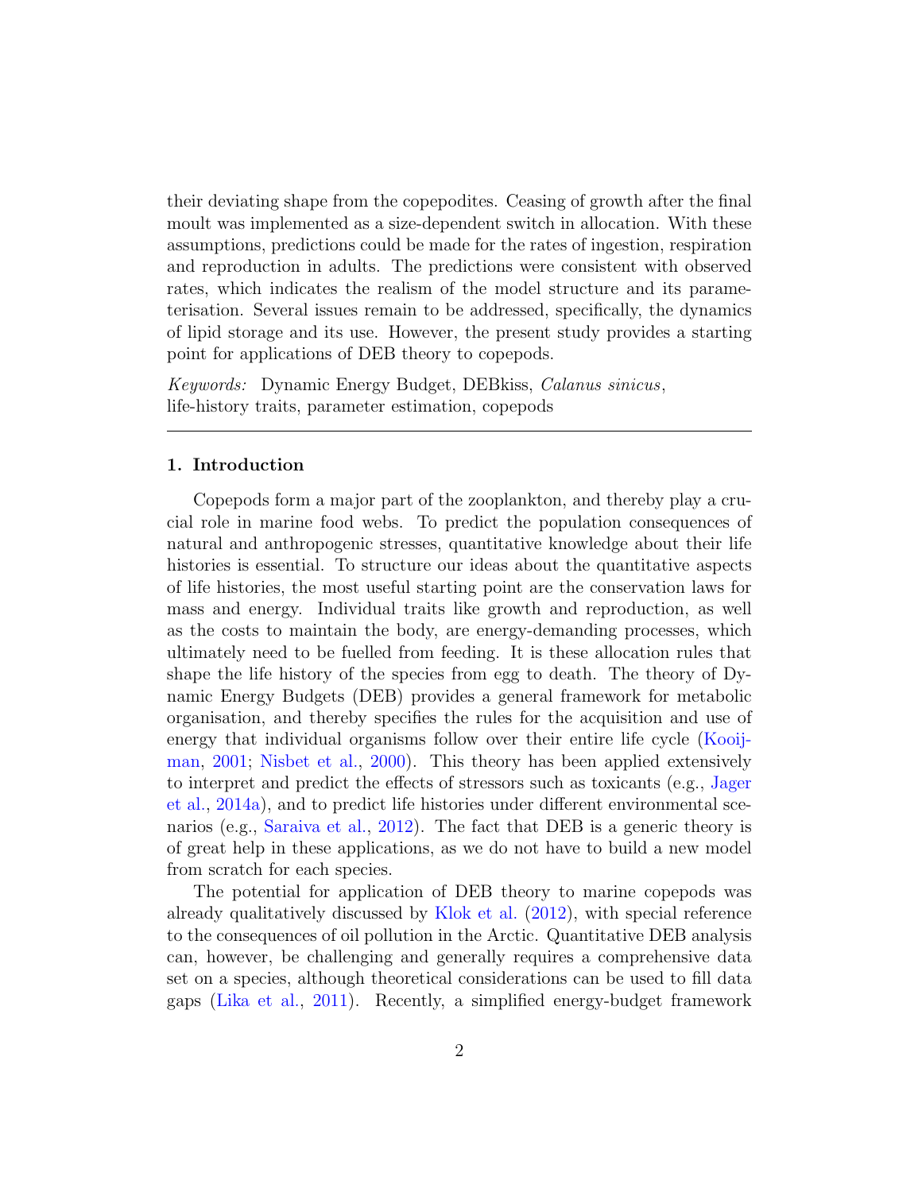their deviating shape from the copepodites. Ceasing of growth after the final moult was implemented as a size-dependent switch in allocation. With these assumptions, predictions could be made for the rates of ingestion, respiration and reproduction in adults. The predictions were consistent with observed rates, which indicates the realism of the model structure and its parameterisation. Several issues remain to be addressed, specifically, the dynamics of lipid storage and its use. However, the present study provides a starting point for applications of DEB theory to copepods.

*Keywords:* Dynamic Energy Budget, DEBkiss, *Calanus sinicus*, life-history traits, parameter estimation, copepods

---

## 1. Introduction

Copepods form a major part of the zooplankton, and thereby play a crucial role in marine food webs. To predict the population consequences of natural and anthropogenic stresses, quantitative knowledge about their life histories is essential. To structure our ideas about the quantitative aspects of life histories, the most useful starting point are the conservation laws for mass and energy. Individual traits like growth and reproduction, as well as the costs to maintain the body, are energy-demanding processes, which ultimately need to be fuelled from feeding. It is these allocation rules that shape the life history of the species from egg to death. The theory of Dynamic Energy Budgets (DEB) provides a general framework for metabolic organisation, and thereby specifies the rules for the acquisition and use of energy that individual organisms follow over their entire life cycle (Kooijman, 2001; Nisbet et al., 2000). This theory has been applied extensively to interpret and predict the effects of stressors such as toxicants (e.g., Jager et al., 2014a), and to predict life histories under different environmental scenarios (e.g., Saraiva et al., 2012). The fact that DEB is a generic theory is of great help in these applications, as we do not have to build a new model from scratch for each species.

The potential for application of DEB theory to marine copepods was already qualitatively discussed by Klok et al. (2012), with special reference to the consequences of oil pollution in the Arctic. Quantitative DEB analysis can, however, be challenging and generally requires a comprehensive data set on a species, although theoretical considerations can be used to fill data gaps (Lika et al., 2011). Recently, a simplified energy-budget framework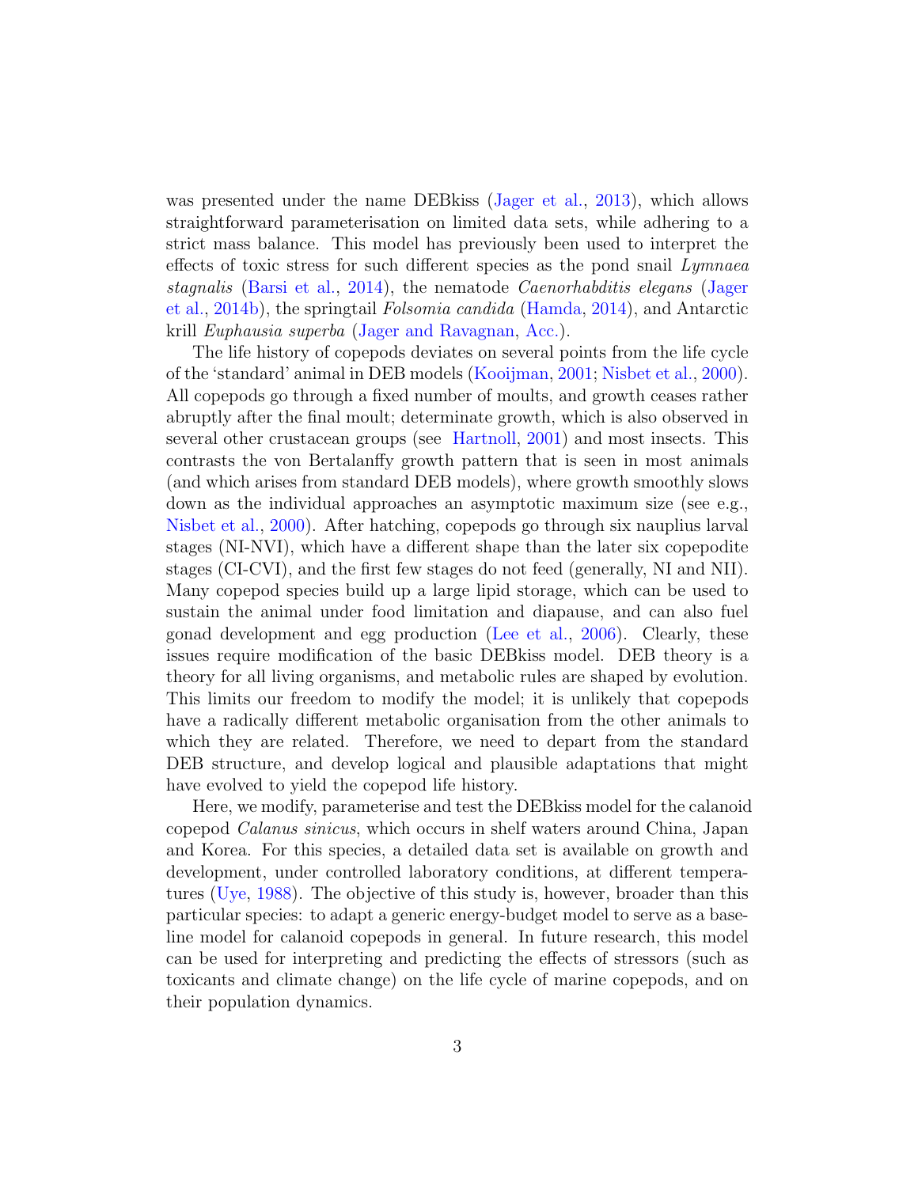was presented under the name DEBkiss (Jager et al., 2013), which allows straightforward parameterisation on limited data sets, while adhering to a strict mass balance. This model has previously been used to interpret the effects of toxic stress for such different species as the pond snail *Lymnaea stagnalis* (Barsi et al., 2014), the nematode *Caenorhabditis elegans* (Jager et al., 2014b), the springtail *Folsomia candida* (Hamda, 2014), and Antarctic krill *Euphausia superba* (Jager and Ravagnan, Acc.).

The life history of copepods deviates on several points from the life cycle of the 'standard' animal in DEB models (Kooijman, 2001; Nisbet et al., 2000). All copepods go through a fixed number of moults, and growth ceases rather abruptly after the final moult; determinate growth, which is also observed in several other crustacean groups (see Hartnoll, 2001) and most insects. This contrasts the von Bertalanffy growth pattern that is seen in most animals (and which arises from standard DEB models), where growth smoothly slows down as the individual approaches an asymptotic maximum size (see e.g., Nisbet et al., 2000). After hatching, copepods go through six nauplius larval stages (NI-NVI), which have a different shape than the later six copepodite stages (CI-CVI), and the first few stages do not feed (generally, NI and NII). Many copepod species build up a large lipid storage, which can be used to sustain the animal under food limitation and diapause, and can also fuel gonad development and egg production (Lee et al., 2006). Clearly, these issues require modification of the basic DEBkiss model. DEB theory is a theory for all living organisms, and metabolic rules are shaped by evolution. This limits our freedom to modify the model; it is unlikely that copepods have a radically different metabolic organisation from the other animals to which they are related. Therefore, we need to depart from the standard DEB structure, and develop logical and plausible adaptations that might have evolved to yield the copepod life history.

Here, we modify, parameterise and test the DEBkiss model for the calanoid copepod *Calanus sinicus*, which occurs in shelf waters around China, Japan and Korea. For this species, a detailed data set is available on growth and development, under controlled laboratory conditions, at different temperatures (Uye, 1988). The objective of this study is, however, broader than this particular species: to adapt a generic energy-budget model to serve as a baseline model for calanoid copepods in general. In future research, this model can be used for interpreting and predicting the effects of stressors (such as toxicants and climate change) on the life cycle of marine copepods, and on their population dynamics.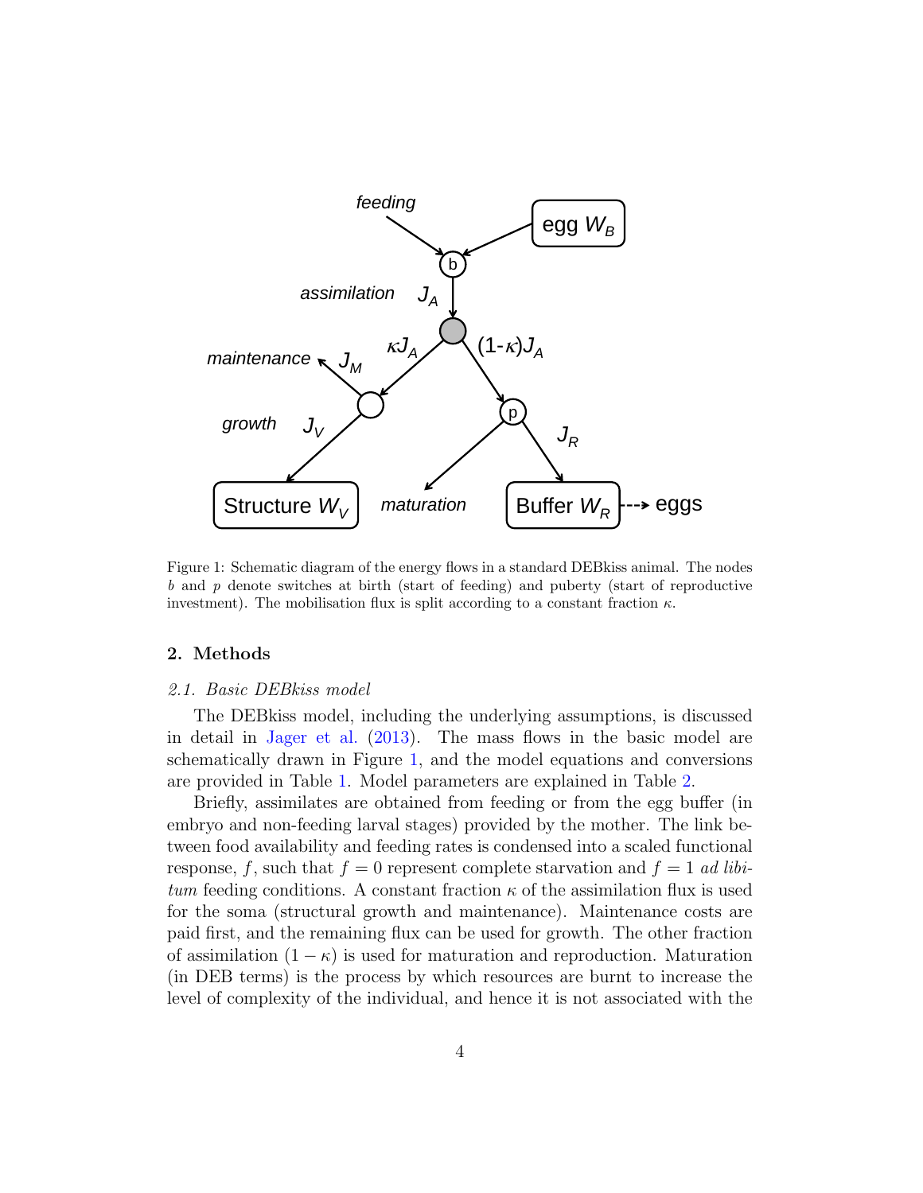Figure 1: Schematic diagram of the energy flows in a standard DEBkiss animal. The nodes $b$ and $p$ denote switches at birth (start of feeding) and puberty (start of reproductive investment). The mobilisation flux is split according to a constant fraction $\kappa$.

## 2. Methods

### 2.1. Basic DEBkiss model

The DEBkiss model, including the underlying assumptions, is discussed in detail in Jager et al. (2013). The mass flows in the basic model are schematically drawn in Figure 1, and the model equations and conversions are provided in Table 1. Model parameters are explained in Table 2.

Briefly, assimilates are obtained from feeding or from the egg buffer (in embryo and non-feeding larval stages) provided by the mother. The link between food availability and feeding rates is condensed into a scaled functional response, $f$, such that $f = 0$ represent complete starvation and $f = 1$ *ad libitum* feeding conditions. A constant fraction $\kappa$ of the assimilation flux is used for the soma (structural growth and maintenance). Maintenance costs are paid first, and the remaining flux can be used for growth. The other fraction of assimilation $(1 - \kappa)$ is used for maturation and reproduction. Maturation (in DEB terms) is the process by which resources are burnt to increase the level of complexity of the individual, and hence it is not associated with the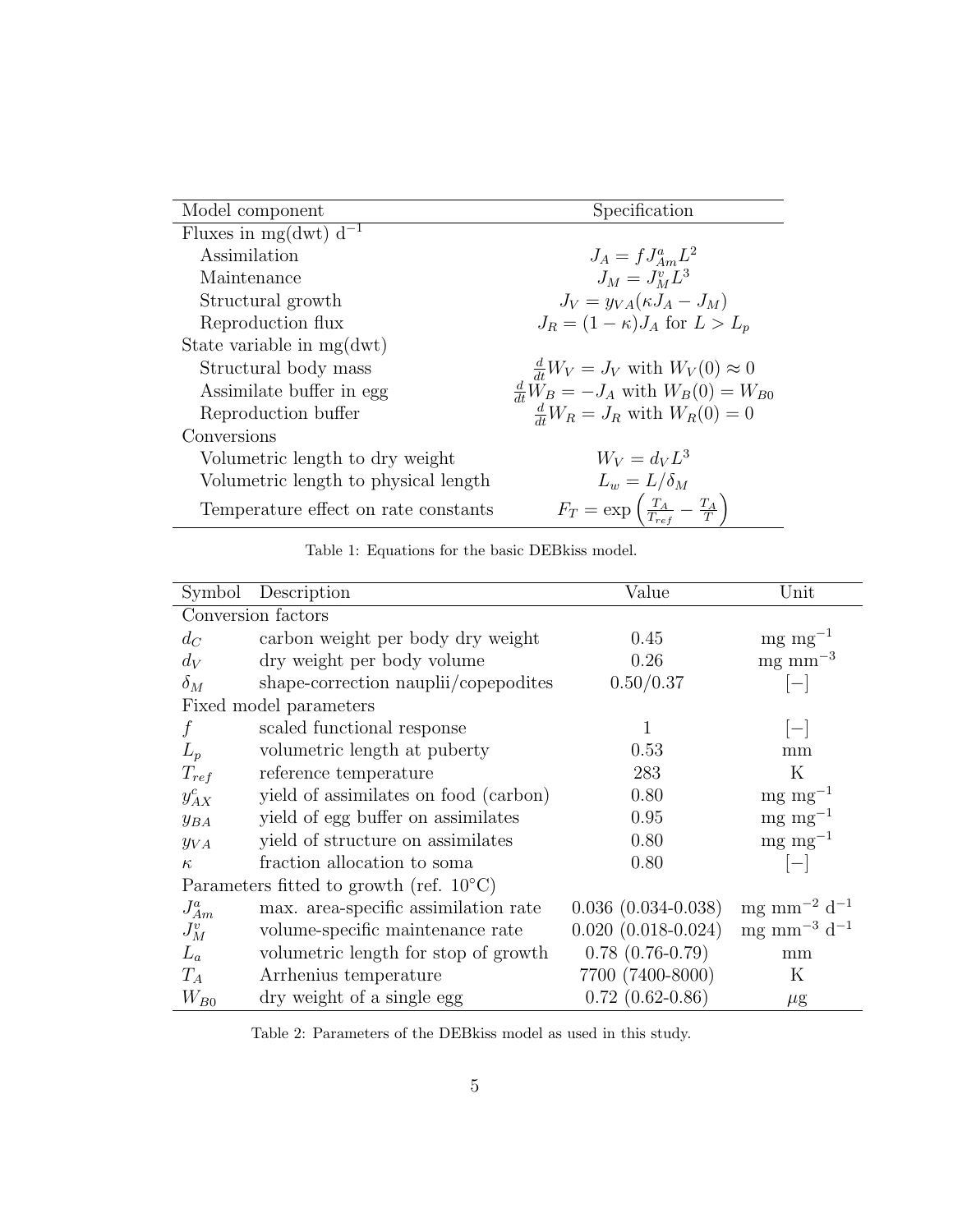| Model component | Specification |
| --- | --- |
| Fluxes in mg(dwt) $d^{-1}$ | |
| Assimilation | $J_A = fJ^a_{Am}L^2$ |
| Maintenance | $J_M = J^v_M L^3$ |
| Structural growth | $J_V = y_{VA}(\kappa J_A - J_M)$ |
| Reproduction flux | $J_R = (1-\kappa)J_A$ for $L > L_p$ |
| State variable in mg(dwt) | |
| Structural body mass | $\frac{d}{dt}W_V = J_V$ with $W_V(0) \approx 0$ |
| Assimilate buffer in egg | $\frac{d}{dt}W_B = -J_A$ with $W_B(0) = W_{B0}$ |
| Reproduction buffer | $\frac{d}{dt}W_R = J_R$ with $W_R(0) = 0$ |
| Conversions | |
| Volumetric length to dry weight | $W_V = d_V L^3$ |
| Volumetric length to physical length | $L_w = L/\delta_M$ |
| Temperature effect on rate constants | $F_T = \exp\left(\frac{T_A}{T_{ref}} - \frac{T_A}{T}\right)$ |

Table 1: Equations for the basic DEBkiss model.

| Symbol | Description | Value | Unit |
| --- | --- | --- | --- |
| Conversion factors | | | |
| $d_C$ | carbon weight per body dry weight | 0.45 | mg mg$^{-1}$ |
| $d_V$ | dry weight per body volume | 0.26 | mg mm$^{-3}$ |
| $\delta_M$ | shape-correction nauplii/copepodites | 0.50/0.37 | $[-]$ |
| Fixed model parameters | | | |
| $f$ | scaled functional response | 1 | $[-]$ |
| $L_p$ | volumetric length at puberty | 0.53 | mm |
| $T_{ref}$ | reference temperature | 283 | K |
| $y^c_{AX}$ | yield of assimilates on food (carbon) | 0.80 | mg mg$^{-1}$ |
| $y_{BA}$ | yield of egg buffer on assimilates | 0.95 | mg mg$^{-1}$ |
| $y_{VA}$ | yield of structure on assimilates | 0.80 | mg mg$^{-1}$ |
| $\kappa$ | fraction allocation to soma | 0.80 | $[-]$ |
| Parameters fitted to growth (ref. 10°C) | | | |
| $J^a_{Am}$ | max. area-specific assimilation rate | 0.036 (0.034-0.038) | mg mm$^{-2}$ d$^{-1}$ |
| $J^v_M$ | volume-specific maintenance rate | 0.020 (0.018-0.024) | mg mm$^{-3}$ d$^{-1}$ |
| $L_a$ | volumetric length for stop of growth | 0.78 (0.76-0.79) | mm |
| $T_A$ | Arrhenius temperature | 7700 (7400-8000) | K |
| $W_{B0}$ | dry weight of a single egg | 0.72 (0.62-0.86) | $\mu$g |

Table 2: Parameters of the DEBkiss model as used in this study.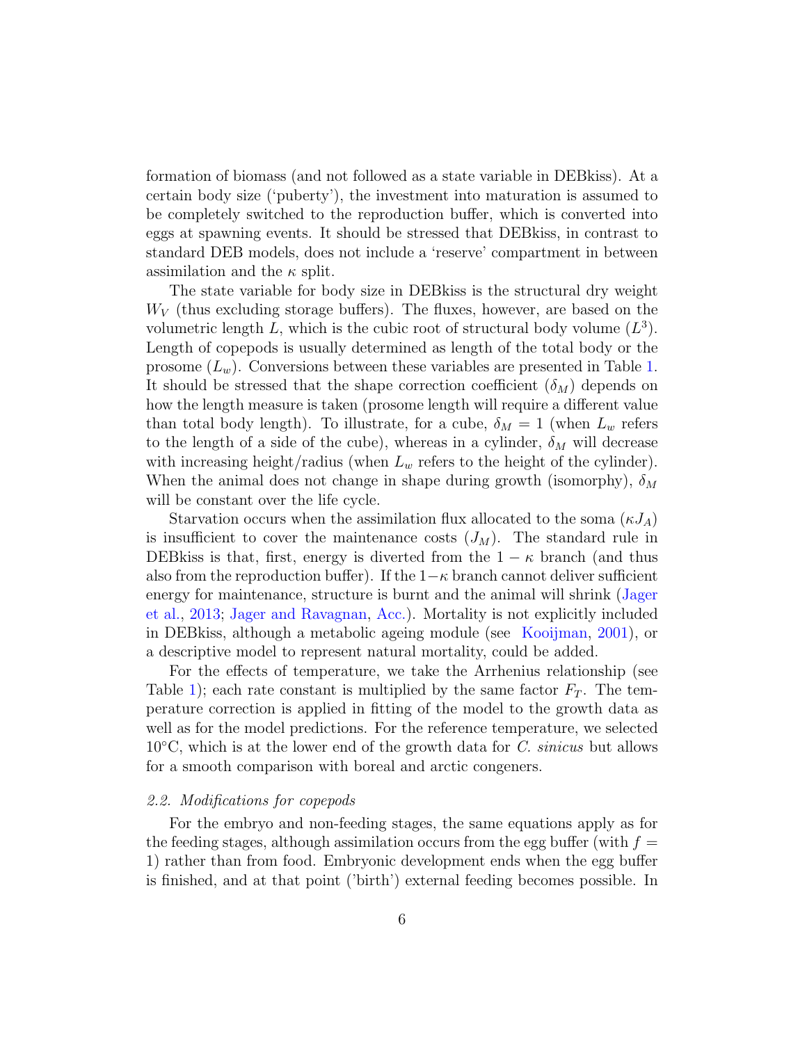formation of biomass (and not followed as a state variable in DEBkiss). At a certain body size ('puberty'), the investment into maturation is assumed to be completely switched to the reproduction buffer, which is converted into eggs at spawning events. It should be stressed that DEBkiss, in contrast to standard DEB models, does not include a 'reserve' compartment in between assimilation and the $\kappa$ split.

The state variable for body size in DEBkiss is the structural dry weight $W_V$ (thus excluding storage buffers). The fluxes, however, are based on the volumetric length $L$, which is the cubic root of structural body volume ($L^3$). Length of copepods is usually determined as length of the total body or the prosome ($L_w$). Conversions between these variables are presented in Table 1. It should be stressed that the shape correction coefficient ($\delta_M$) depends on how the length measure is taken (prosome length will require a different value than total body length). To illustrate, for a cube, $\delta_M = 1$ (when $L_w$ refers to the length of a side of the cube), whereas in a cylinder, $\delta_M$ will decrease with increasing height/radius (when $L_w$ refers to the height of the cylinder). When the animal does not change in shape during growth (isomorphy), $\delta_M$ will be constant over the life cycle.

Starvation occurs when the assimilation flux allocated to the soma ($\kappa J_A$) is insufficient to cover the maintenance costs ($J_M$). The standard rule in DEBkiss is that, first, energy is diverted from the $1 - \kappa$ branch (and thus also from the reproduction buffer). If the $1-\kappa$ branch cannot deliver sufficient energy for maintenance, structure is burnt and the animal will shrink (Jager et al., 2013; Jager and Ravagnan, Acc.). Mortality is not explicitly included in DEBkiss, although a metabolic ageing module (see Kooijman, 2001), or a descriptive model to represent natural mortality, could be added.

For the effects of temperature, we take the Arrhenius relationship (see Table 1); each rate constant is multiplied by the same factor $F_T$. The temperature correction is applied in fitting of the model to the growth data as well as for the model predictions. For the reference temperature, we selected 10°C, which is at the lower end of the growth data for *C. sinicus* but allows for a smooth comparison with boreal and arctic congeners.

### *2.2. Modifications for copepods*

For the embryo and non-feeding stages, the same equations apply as for the feeding stages, although assimilation occurs from the egg buffer (with $f = 1$) rather than from food. Embryonic development ends when the egg buffer is finished, and at that point ('birth') external feeding becomes possible. In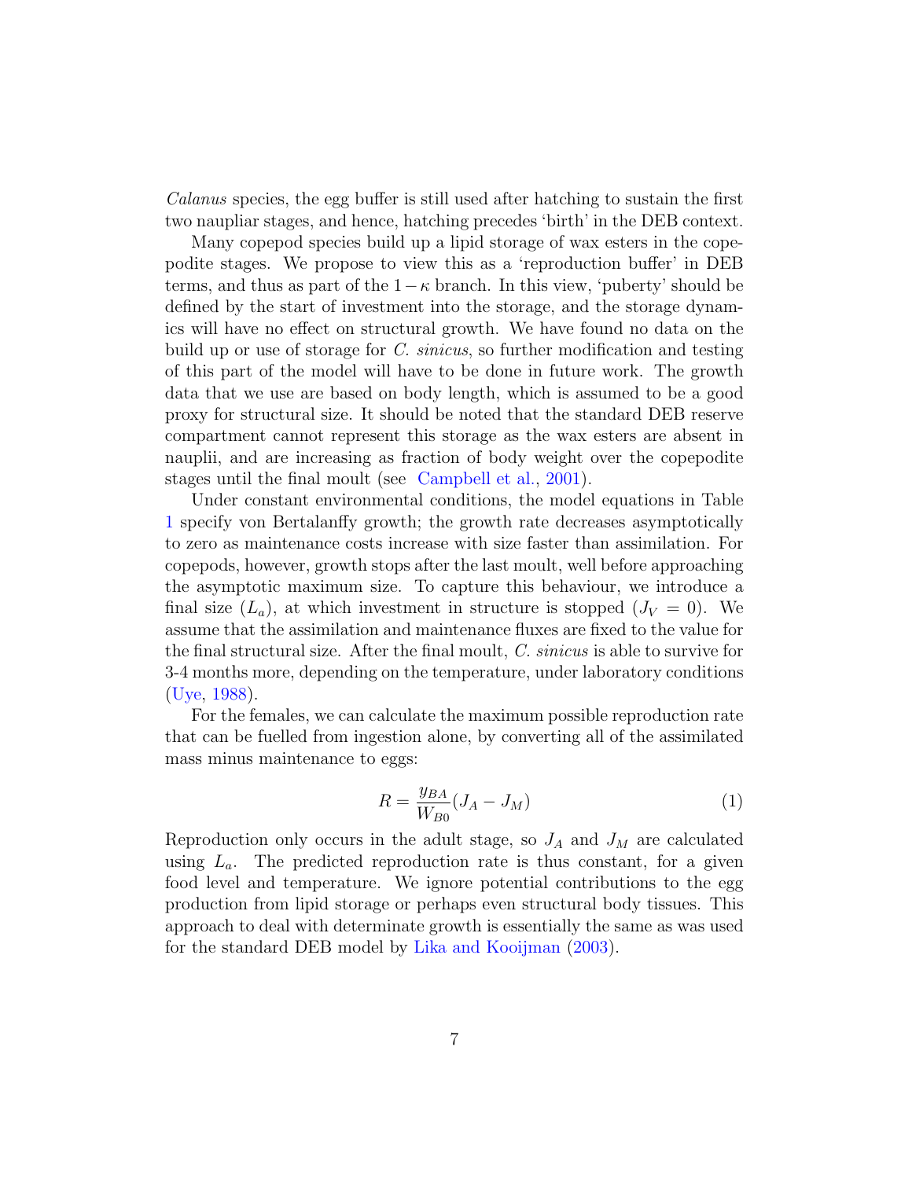*Calanus* species, the egg buffer is still used after hatching to sustain the first two naupliar stages, and hence, hatching precedes 'birth' in the DEB context.

Many copepod species build up a lipid storage of wax esters in the copepodite stages. We propose to view this as a 'reproduction buffer' in DEB terms, and thus as part of the $1-\kappa$ branch. In this view, 'puberty' should be defined by the start of investment into the storage, and the storage dynamics will have no effect on structural growth. We have found no data on the build up or use of storage for *C. sinicus*, so further modification and testing of this part of the model will have to be done in future work. The growth data that we use are based on body length, which is assumed to be a good proxy for structural size. It should be noted that the standard DEB reserve compartment cannot represent this storage as the wax esters are absent in nauplii, and are increasing as fraction of body weight over the copepodite stages until the final moult (see Campbell et al., 2001).

Under constant environmental conditions, the model equations in Table 1 specify von Bertalanffy growth; the growth rate decreases asymptotically to zero as maintenance costs increase with size faster than assimilation. For copepods, however, growth stops after the last moult, well before approaching the asymptotic maximum size. To capture this behaviour, we introduce a final size ($L_a$), at which investment in structure is stopped ($J_V = 0$). We assume that the assimilation and maintenance fluxes are fixed to the value for the final structural size. After the final moult, *C. sinicus* is able to survive for 3-4 months more, depending on the temperature, under laboratory conditions (Uye, 1988).

For the females, we can calculate the maximum possible reproduction rate that can be fuelled from ingestion alone, by converting all of the assimilated mass minus maintenance to eggs:

$$R = \frac{y_{BA}}{W_{B0}}(J_A - J_M) \tag{1}$$

Reproduction only occurs in the adult stage, so $J_A$ and $J_M$ are calculated using $L_a$. The predicted reproduction rate is thus constant, for a given food level and temperature. We ignore potential contributions to the egg production from lipid storage or perhaps even structural body tissues. This approach to deal with determinate growth is essentially the same as was used for the standard DEB model by Lika and Kooijman (2003).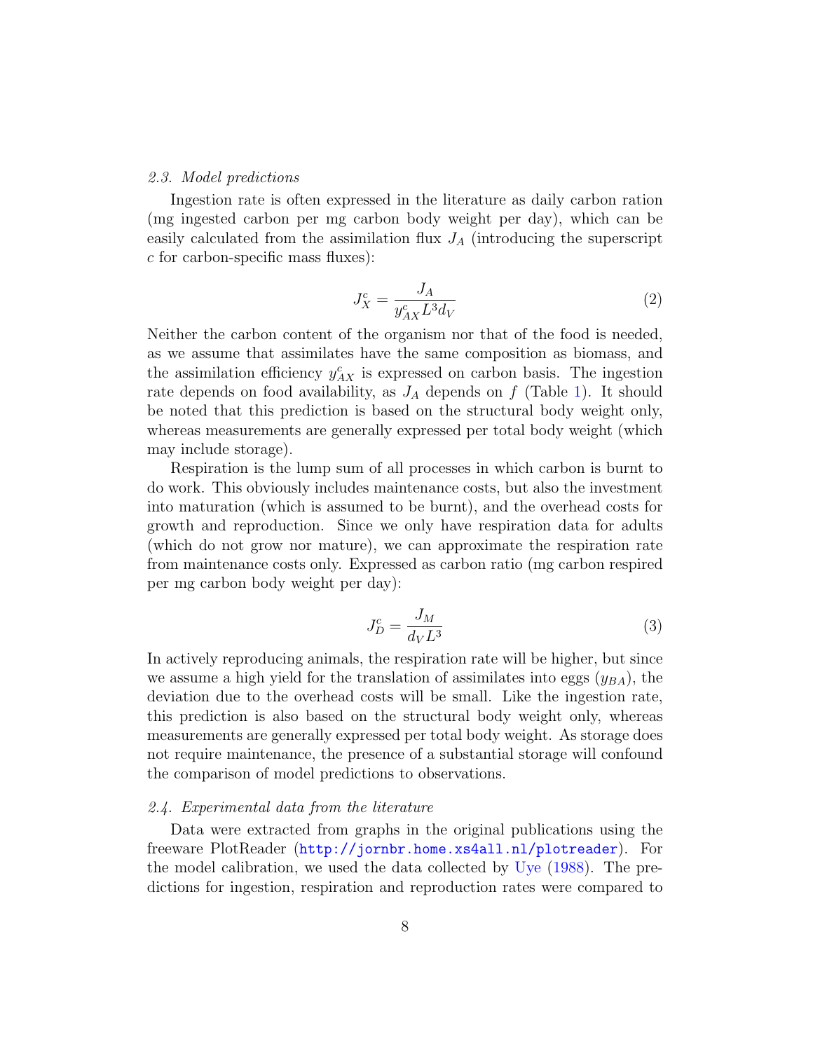### *2.3. Model predictions*

Ingestion rate is often expressed in the literature as daily carbon ration (mg ingested carbon per mg carbon body weight per day), which can be easily calculated from the assimilation flux $J_A$ (introducing the superscript $c$ for carbon-specific mass fluxes):

$$J_X^c = \frac{J_A}{y_{AX}^c L^3 d_V} \tag{2}$$

Neither the carbon content of the organism nor that of the food is needed, as we assume that assimilates have the same composition as biomass, and the assimilation efficiency $y_{AX}^c$ is expressed on carbon basis. The ingestion rate depends on food availability, as $J_A$ depends on $f$ (Table 1). It should be noted that this prediction is based on the structural body weight only, whereas measurements are generally expressed per total body weight (which may include storage).

Respiration is the lump sum of all processes in which carbon is burnt to do work. This obviously includes maintenance costs, but also the investment into maturation (which is assumed to be burnt), and the overhead costs for growth and reproduction. Since we only have respiration data for adults (which do not grow nor mature), we can approximate the respiration rate from maintenance costs only. Expressed as carbon ratio (mg carbon respired per mg carbon body weight per day):

$$J_D^c = \frac{J_M}{d_V L^3} \tag{3}$$

In actively reproducing animals, the respiration rate will be higher, but since we assume a high yield for the translation of assimilates into eggs ($y_{BA}$), the deviation due to the overhead costs will be small. Like the ingestion rate, this prediction is also based on the structural body weight only, whereas measurements are generally expressed per total body weight. As storage does not require maintenance, the presence of a substantial storage will confound the comparison of model predictions to observations.

### *2.4. Experimental data from the literature*

Data were extracted from graphs in the original publications using the freeware PlotReader (http://jornbr.home.xs4all.nl/plotreader). For the model calibration, we used the data collected by Uye (1988). The predictions for ingestion, respiration and reproduction rates were compared to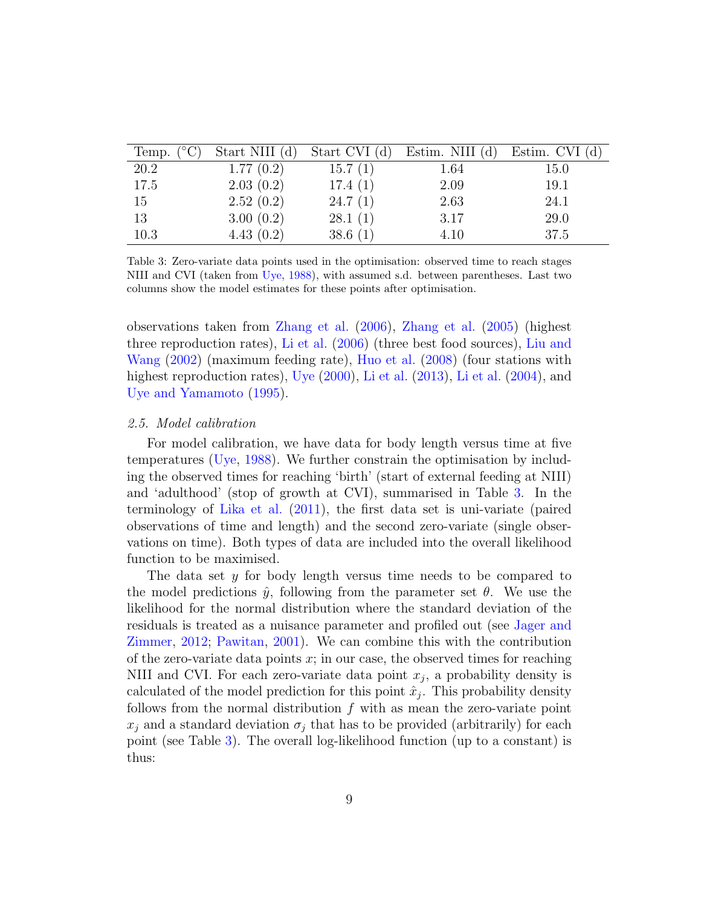| Temp. (°C) | Start NIII (d) | Start CVI (d) | Estim. NIII (d) | Estim. CVI (d) |
|---|---|---|---|---|
| 20.2 | 1.77 (0.2) | 15.7 (1) | 1.64 | 15.0 |
| 17.5 | 2.03 (0.2) | 17.4 (1) | 2.09 | 19.1 |
| 15 | 2.52 (0.2) | 24.7 (1) | 2.63 | 24.1 |
| 13 | 3.00 (0.2) | 28.1 (1) | 3.17 | 29.0 |
| 10.3 | 4.43 (0.2) | 38.6 (1) | 4.10 | 37.5 |

Table 3: Zero-variate data points used in the optimisation: observed time to reach stages NIII and CVI (taken from Uye, 1988), with assumed s.d. between parentheses. Last two columns show the model estimates for these points after optimisation.

observations taken from Zhang et al. (2006), Zhang et al. (2005) (highest three reproduction rates), Li et al. (2006) (three best food sources), Liu and Wang (2002) (maximum feeding rate), Huo et al. (2008) (four stations with highest reproduction rates), Uye (2000), Li et al. (2013), Li et al. (2004), and Uye and Yamamoto (1995).

### *2.5. Model calibration*

For model calibration, we have data for body length versus time at five temperatures (Uye, 1988). We further constrain the optimisation by including the observed times for reaching 'birth' (start of external feeding at NIII) and 'adulthood' (stop of growth at CVI), summarised in Table 3. In the terminology of Lika et al. (2011), the first data set is uni-variate (paired observations of time and length) and the second zero-variate (single observations on time). Both types of data are included into the overall likelihood function to be maximised.

The data set $y$ for body length versus time needs to be compared to the model predictions $\hat{y}$, following from the parameter set $\theta$. We use the likelihood for the normal distribution where the standard deviation of the residuals is treated as a nuisance parameter and profiled out (see Jager and Zimmer, 2012; Pawitan, 2001). We can combine this with the contribution of the zero-variate data points $x$; in our case, the observed times for reaching NIII and CVI. For each zero-variate data point $x_j$, a probability density is calculated of the model prediction for this point $\hat{x}_j$. This probability density follows from the normal distribution $f$ with as mean the zero-variate point $x_j$ and a standard deviation $\sigma_j$ that has to be provided (arbitrarily) for each point (see Table 3). The overall log-likelihood function (up to a constant) is thus: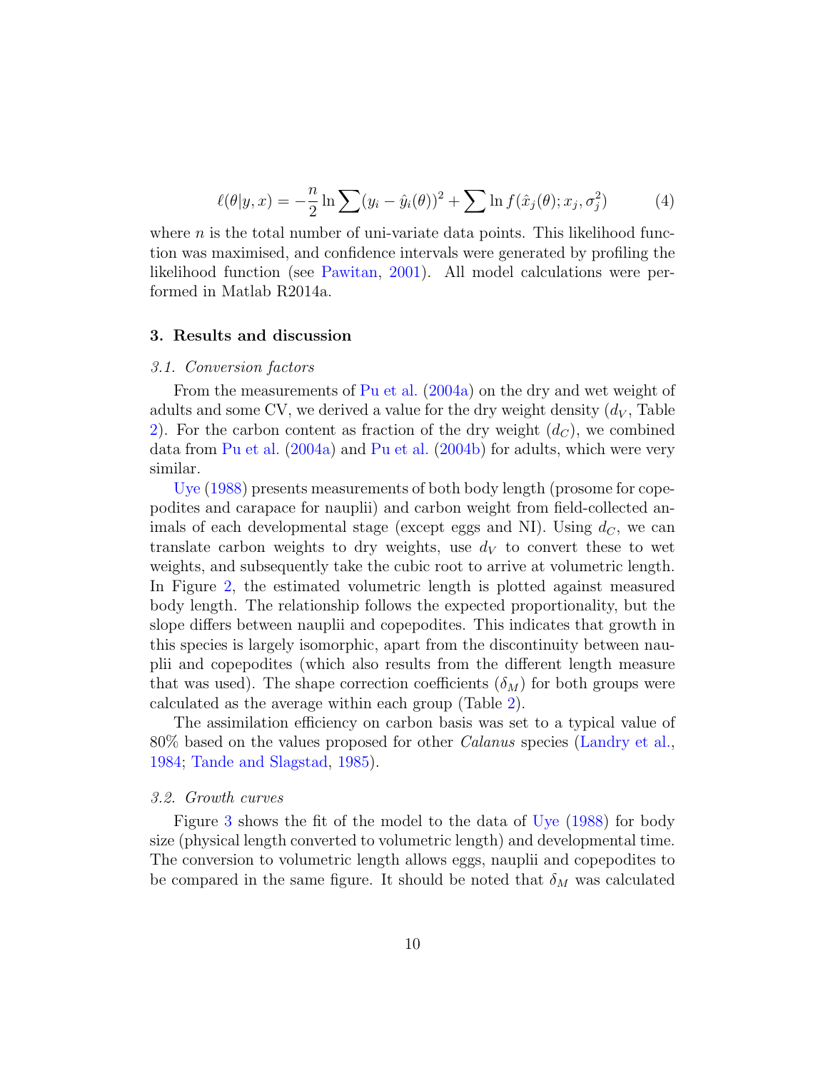$$\ell(\theta|y,x) = -\frac{n}{2}\ln\sum(y_i - \hat{y}_i(\theta))^2 + \sum \ln f(\hat{x}_j(\theta); x_j, \sigma_j^2) \tag{4}$$

where $n$ is the total number of uni-variate data points. This likelihood function was maximised, and confidence intervals were generated by profiling the likelihood function (see Pawitan, 2001). All model calculations were performed in Matlab R2014a.

## 3. Results and discussion

### 3.1. Conversion factors

From the measurements of Pu et al. (2004a) on the dry and wet weight of adults and some CV, we derived a value for the dry weight density ($d_V$, Table 2). For the carbon content as fraction of the dry weight ($d_C$), we combined data from Pu et al. (2004a) and Pu et al. (2004b) for adults, which were very similar.

Uye (1988) presents measurements of both body length (prosome for copepodites and carapace for nauplii) and carbon weight from field-collected animals of each developmental stage (except eggs and NI). Using $d_C$, we can translate carbon weights to dry weights, use $d_V$ to convert these to wet weights, and subsequently take the cubic root to arrive at volumetric length. In Figure 2, the estimated volumetric length is plotted against measured body length. The relationship follows the expected proportionality, but the slope differs between nauplii and copepodites. This indicates that growth in this species is largely isomorphic, apart from the discontinuity between nauplii and copepodites (which also results from the different length measure that was used). The shape correction coefficients ($\delta_M$) for both groups were calculated as the average within each group (Table 2).

The assimilation efficiency on carbon basis was set to a typical value of 80% based on the values proposed for other *Calanus* species (Landry et al., 1984; Tande and Slagstad, 1985).

### 3.2. Growth curves

Figure 3 shows the fit of the model to the data of Uye (1988) for body size (physical length converted to volumetric length) and developmental time. The conversion to volumetric length allows eggs, nauplii and copepodites to be compared in the same figure. It should be noted that $\delta_M$ was calculated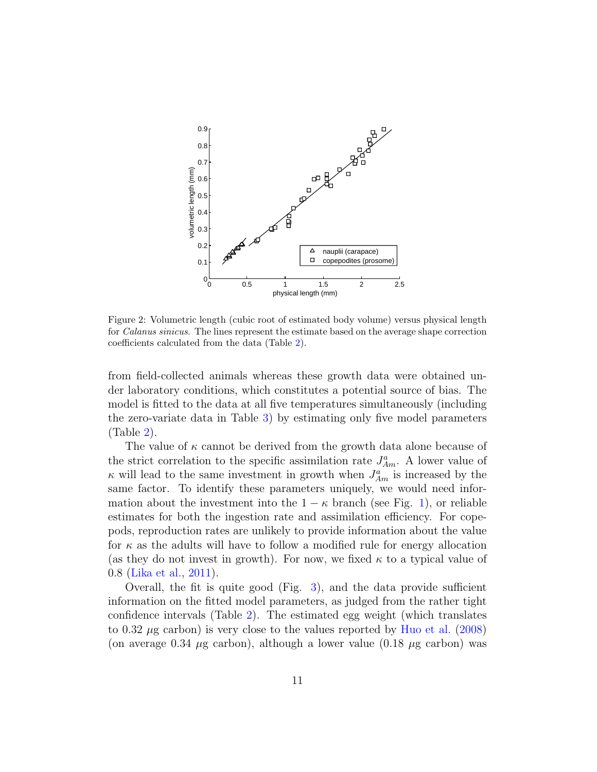Figure 2: Volumetric length (cubic root of estimated body volume) versus physical length for *Calanus sinicus*. The lines represent the estimate based on the average shape correction coefficients calculated from the data (Table 2).

from field-collected animals whereas these growth data were obtained under laboratory conditions, which constitutes a potential source of bias. The model is fitted to the data at all five temperatures simultaneously (including the zero-variate data in Table 3) by estimating only five model parameters (Table 2).

The value of $\kappa$ cannot be derived from the growth data alone because of the strict correlation to the specific assimilation rate $J^a_{Am}$. A lower value of $\kappa$ will lead to the same investment in growth when $J^a_{Am}$ is increased by the same factor. To identify these parameters uniquely, we would need information about the investment into the $1 - \kappa$ branch (see Fig. 1), or reliable estimates for both the ingestion rate and assimilation efficiency. For copepods, reproduction rates are unlikely to provide information about the value for $\kappa$ as the adults will have to follow a modified rule for energy allocation (as they do not invest in growth). For now, we fixed $\kappa$ to a typical value of 0.8 (Lika et al., 2011).

Overall, the fit is quite good (Fig. 3), and the data provide sufficient information on the fitted model parameters, as judged from the rather tight confidence intervals (Table 2). The estimated egg weight (which translates to 0.32 $\mu$g carbon) is very close to the values reported by Huo et al. (2008) (on average 0.34 $\mu$g carbon), although a lower value (0.18 $\mu$g carbon) was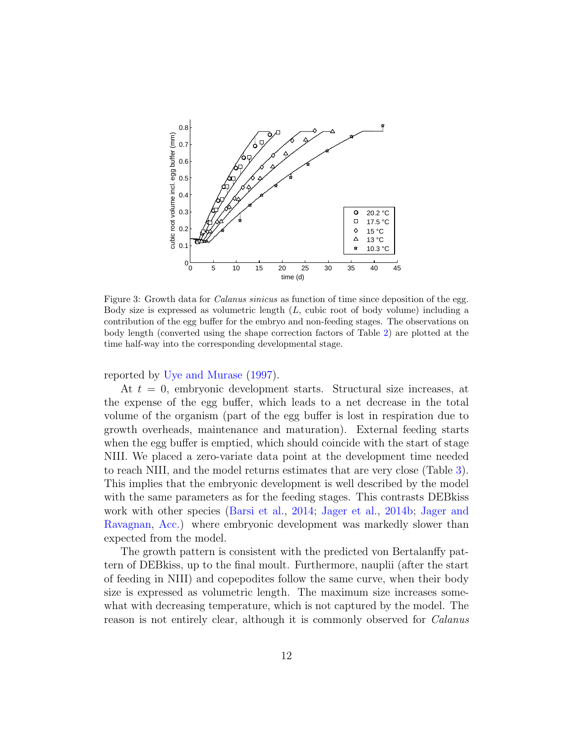Figure 3: Growth data for *Calanus sinicus* as function of time since deposition of the egg. Body size is expressed as volumetric length ($L$, cubic root of body volume) including a contribution of the egg buffer for the embryo and non-feeding stages. The observations on body length (converted using the shape correction factors of Table 2) are plotted at the time half-way into the corresponding developmental stage.

reported by Uye and Murase (1997).

At $t = 0$, embryonic development starts. Structural size increases, at the expense of the egg buffer, which leads to a net decrease in the total volume of the organism (part of the egg buffer is lost in respiration due to growth overheads, maintenance and maturation). External feeding starts when the egg buffer is emptied, which should coincide with the start of stage NIII. We placed a zero-variate data point at the development time needed to reach NIII, and the model returns estimates that are very close (Table 3). This implies that the embryonic development is well described by the model with the same parameters as for the feeding stages. This contrasts DEBkiss work with other species (Barsi et al., 2014; Jager et al., 2014b; Jager and Ravagnan, Acc.) where embryonic development was markedly slower than expected from the model.

The growth pattern is consistent with the predicted von Bertalanffy pattern of DEBkiss, up to the final moult. Furthermore, nauplii (after the start of feeding in NIII) and copepodites follow the same curve, when their body size is expressed as volumetric length. The maximum size increases somewhat with decreasing temperature, which is not captured by the model. The reason is not entirely clear, although it is commonly observed for *Calanus*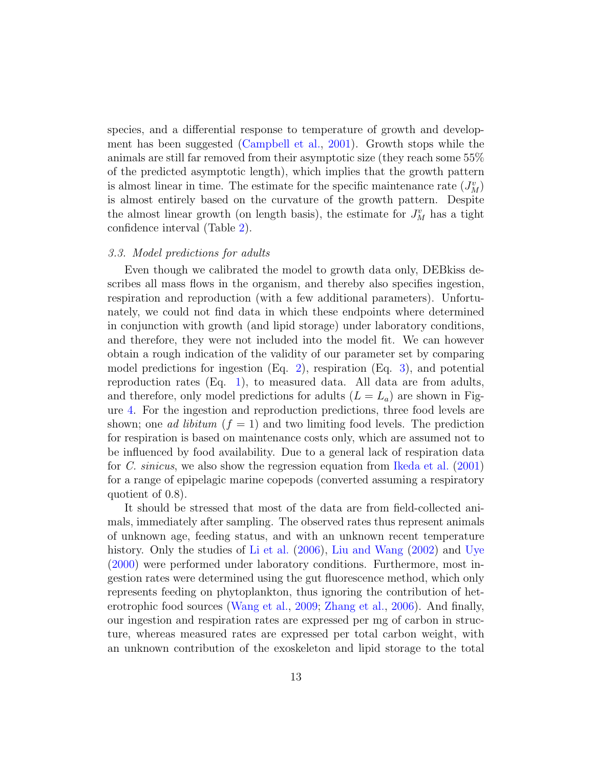species, and a differential response to temperature of growth and development has been suggested (Campbell et al., 2001). Growth stops while the animals are still far removed from their asymptotic size (they reach some 55% of the predicted asymptotic length), which implies that the growth pattern is almost linear in time. The estimate for the specific maintenance rate ($J^v_M$) is almost entirely based on the curvature of the growth pattern. Despite the almost linear growth (on length basis), the estimate for $J^v_M$ has a tight confidence interval (Table 2).

### *3.3. Model predictions for adults*

Even though we calibrated the model to growth data only, DEBkiss describes all mass flows in the organism, and thereby also specifies ingestion, respiration and reproduction (with a few additional parameters). Unfortunately, we could not find data in which these endpoints where determined in conjunction with growth (and lipid storage) under laboratory conditions, and therefore, they were not included into the model fit. We can however obtain a rough indication of the validity of our parameter set by comparing model predictions for ingestion (Eq. 2), respiration (Eq. 3), and potential reproduction rates (Eq. 1), to measured data. All data are from adults, and therefore, only model predictions for adults ($L = L_a$) are shown in Figure 4. For the ingestion and reproduction predictions, three food levels are shown; one *ad libitum* ($f = 1$) and two limiting food levels. The prediction for respiration is based on maintenance costs only, which are assumed not to be influenced by food availability. Due to a general lack of respiration data for *C. sinicus*, we also show the regression equation from Ikeda et al. (2001) for a range of epipelagic marine copepods (converted assuming a respiratory quotient of 0.8).

It should be stressed that most of the data are from field-collected animals, immediately after sampling. The observed rates thus represent animals of unknown age, feeding status, and with an unknown recent temperature history. Only the studies of Li et al. (2006), Liu and Wang (2002) and Uye (2000) were performed under laboratory conditions. Furthermore, most ingestion rates were determined using the gut fluorescence method, which only represents feeding on phytoplankton, thus ignoring the contribution of heterotrophic food sources (Wang et al., 2009; Zhang et al., 2006). And finally, our ingestion and respiration rates are expressed per mg of carbon in structure, whereas measured rates are expressed per total carbon weight, with an unknown contribution of the exoskeleton and lipid storage to the total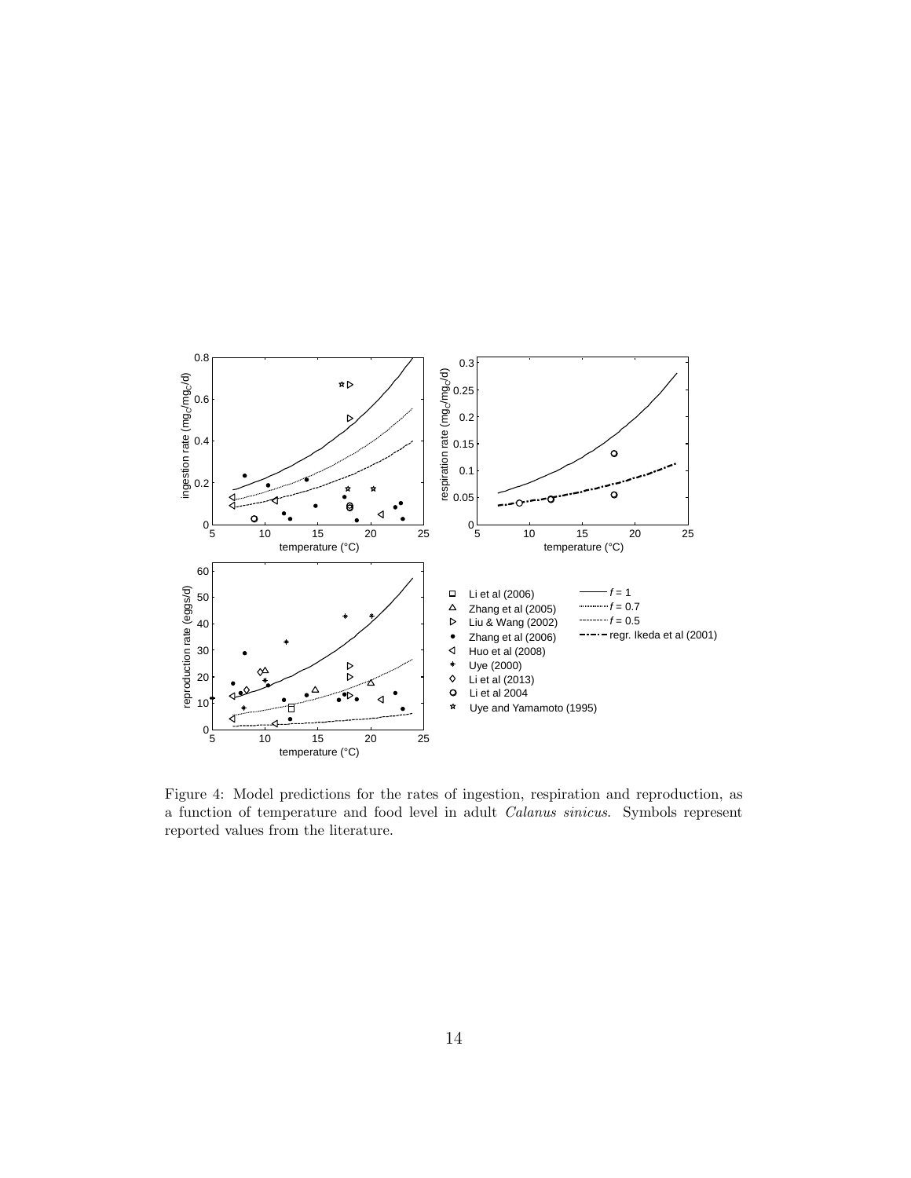Figure 4: Model predictions for the rates of ingestion, respiration and reproduction, as a function of temperature and food level in adult *Calanus sinicus*. Symbols represent reported values from the literature.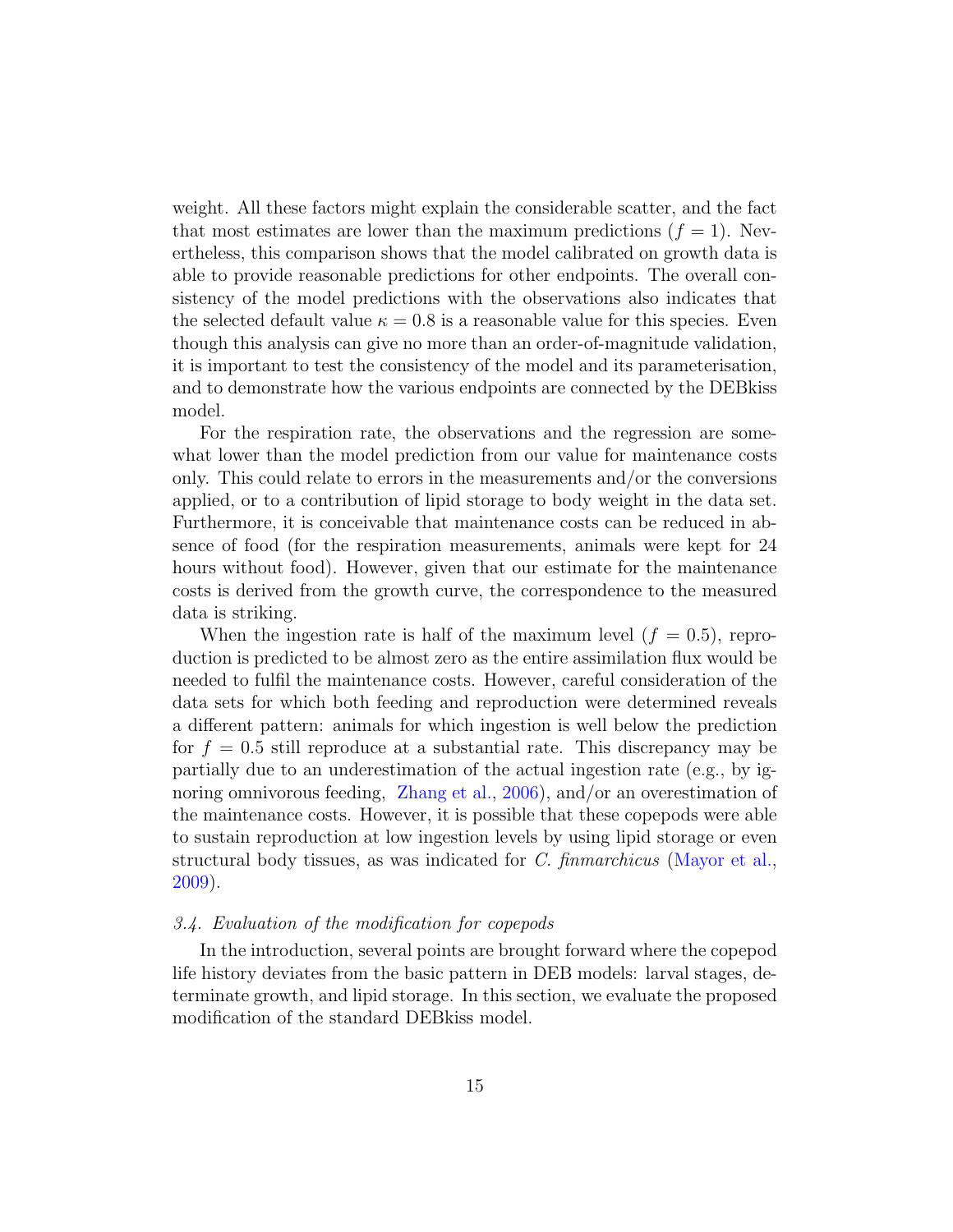weight. All these factors might explain the considerable scatter, and the fact that most estimates are lower than the maximum predictions ($f = 1$). Nevertheless, this comparison shows that the model calibrated on growth data is able to provide reasonable predictions for other endpoints. The overall consistency of the model predictions with the observations also indicates that the selected default value $\kappa = 0.8$ is a reasonable value for this species. Even though this analysis can give no more than an order-of-magnitude validation, it is important to test the consistency of the model and its parameterisation, and to demonstrate how the various endpoints are connected by the DEBkiss model.

For the respiration rate, the observations and the regression are somewhat lower than the model prediction from our value for maintenance costs only. This could relate to errors in the measurements and/or the conversions applied, or to a contribution of lipid storage to body weight in the data set. Furthermore, it is conceivable that maintenance costs can be reduced in absence of food (for the respiration measurements, animals were kept for 24 hours without food). However, given that our estimate for the maintenance costs is derived from the growth curve, the correspondence to the measured data is striking.

When the ingestion rate is half of the maximum level ($f = 0.5$), reproduction is predicted to be almost zero as the entire assimilation flux would be needed to fulfil the maintenance costs. However, careful consideration of the data sets for which both feeding and reproduction were determined reveals a different pattern: animals for which ingestion is well below the prediction for $f = 0.5$ still reproduce at a substantial rate. This discrepancy may be partially due to an underestimation of the actual ingestion rate (e.g., by ignoring omnivorous feeding, Zhang et al., 2006), and/or an overestimation of the maintenance costs. However, it is possible that these copepods were able to sustain reproduction at low ingestion levels by using lipid storage or even structural body tissues, as was indicated for *C. finmarchicus* (Mayor et al., 2009).

### *3.4. Evaluation of the modification for copepods*

In the introduction, several points are brought forward where the copepod life history deviates from the basic pattern in DEB models: larval stages, determinate growth, and lipid storage. In this section, we evaluate the proposed modification of the standard DEBkiss model.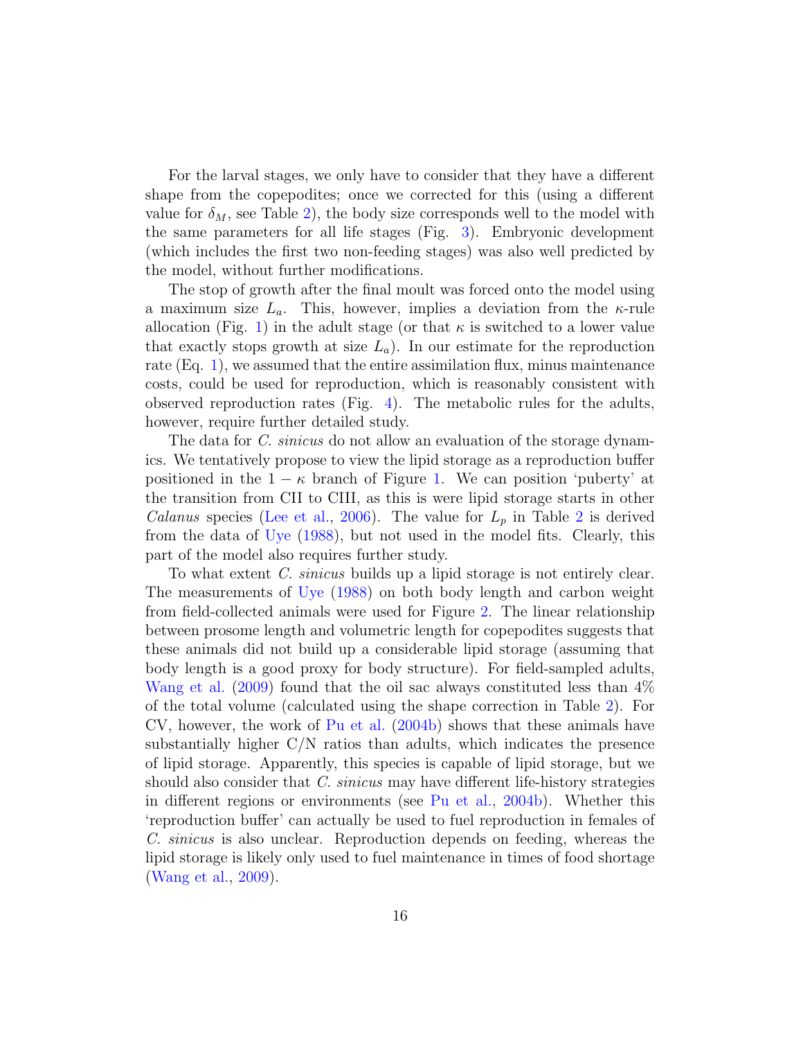For the larval stages, we only have to consider that they have a different shape from the copepodites; once we corrected for this (using a different value for $\delta_M$, see Table 2), the body size corresponds well to the model with the same parameters for all life stages (Fig. 3). Embryonic development (which includes the first two non-feeding stages) was also well predicted by the model, without further modifications.

The stop of growth after the final moult was forced onto the model using a maximum size $L_a$. This, however, implies a deviation from the $\kappa$-rule allocation (Fig. 1) in the adult stage (or that $\kappa$ is switched to a lower value that exactly stops growth at size $L_a$). In our estimate for the reproduction rate (Eq. 1), we assumed that the entire assimilation flux, minus maintenance costs, could be used for reproduction, which is reasonably consistent with observed reproduction rates (Fig. 4). The metabolic rules for the adults, however, require further detailed study.

The data for *C. sinicus* do not allow an evaluation of the storage dynamics. We tentatively propose to view the lipid storage as a reproduction buffer positioned in the $1 - \kappa$ branch of Figure 1. We can position 'puberty' at the transition from CII to CIII, as this is were lipid storage starts in other *Calanus* species (Lee et al., 2006). The value for $L_p$ in Table 2 is derived from the data of Uye (1988), but not used in the model fits. Clearly, this part of the model also requires further study.

To what extent *C. sinicus* builds up a lipid storage is not entirely clear. The measurements of Uye (1988) on both body length and carbon weight from field-collected animals were used for Figure 2. The linear relationship between prosome length and volumetric length for copepodites suggests that these animals did not build up a considerable lipid storage (assuming that body length is a good proxy for body structure). For field-sampled adults, Wang et al. (2009) found that the oil sac always constituted less than 4% of the total volume (calculated using the shape correction in Table 2). For CV, however, the work of Pu et al. (2004b) shows that these animals have substantially higher C/N ratios than adults, which indicates the presence of lipid storage. Apparently, this species is capable of lipid storage, but we should also consider that *C. sinicus* may have different life-history strategies in different regions or environments (see Pu et al., 2004b). Whether this 'reproduction buffer' can actually be used to fuel reproduction in females of *C. sinicus* is also unclear. Reproduction depends on feeding, whereas the lipid storage is likely only used to fuel maintenance in times of food shortage (Wang et al., 2009).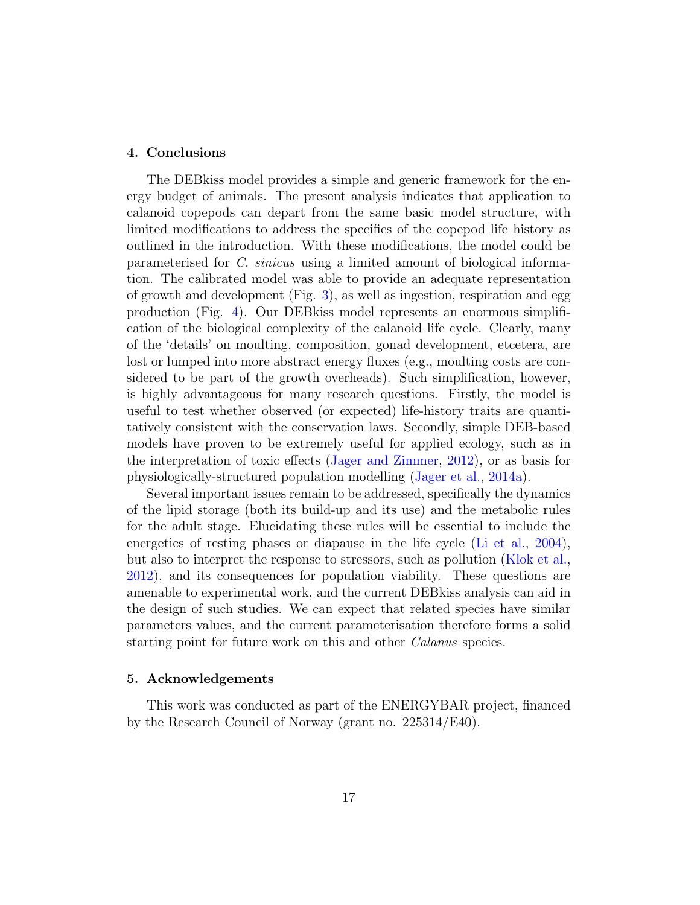## 4. Conclusions

The DEBkiss model provides a simple and generic framework for the energy budget of animals. The present analysis indicates that application to calanoid copepods can depart from the same basic model structure, with limited modifications to address the specifics of the copepod life history as outlined in the introduction. With these modifications, the model could be parameterised for *C. sinicus* using a limited amount of biological information. The calibrated model was able to provide an adequate representation of growth and development (Fig. 3), as well as ingestion, respiration and egg production (Fig. 4). Our DEBkiss model represents an enormous simplification of the biological complexity of the calanoid life cycle. Clearly, many of the 'details' on moulting, composition, gonad development, etcetera, are lost or lumped into more abstract energy fluxes (e.g., moulting costs are considered to be part of the growth overheads). Such simplification, however, is highly advantageous for many research questions. Firstly, the model is useful to test whether observed (or expected) life-history traits are quantitatively consistent with the conservation laws. Secondly, simple DEB-based models have proven to be extremely useful for applied ecology, such as in the interpretation of toxic effects (Jager and Zimmer, 2012), or as basis for physiologically-structured population modelling (Jager et al., 2014a).

Several important issues remain to be addressed, specifically the dynamics of the lipid storage (both its build-up and its use) and the metabolic rules for the adult stage. Elucidating these rules will be essential to include the energetics of resting phases or diapause in the life cycle (Li et al., 2004), but also to interpret the response to stressors, such as pollution (Klok et al., 2012), and its consequences for population viability. These questions are amenable to experimental work, and the current DEBkiss analysis can aid in the design of such studies. We can expect that related species have similar parameters values, and the current parameterisation therefore forms a solid starting point for future work on this and other *Calanus* species.

## 5. Acknowledgements

This work was conducted as part of the ENERGYBAR project, financed by the Research Council of Norway (grant no. 225314/E40).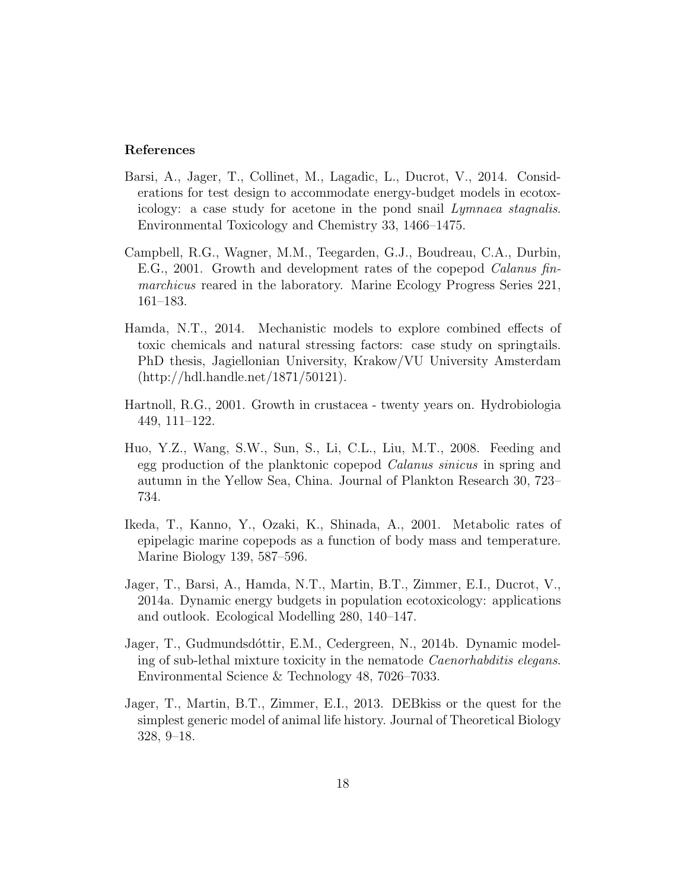**References**

Barsi, A., Jager, T., Collinet, M., Lagadic, L., Ducrot, V., 2014. Considerations for test design to accommodate energy-budget models in ecotoxicology: a case study for acetone in the pond snail *Lymnaea stagnalis*. Environmental Toxicology and Chemistry 33, 1466–1475.

Campbell, R.G., Wagner, M.M., Teegarden, G.J., Boudreau, C.A., Durbin, E.G., 2001. Growth and development rates of the copepod *Calanus finmarchicus* reared in the laboratory. Marine Ecology Progress Series 221, 161–183.

Hamda, N.T., 2014. Mechanistic models to explore combined effects of toxic chemicals and natural stressing factors: case study on springtails. PhD thesis, Jagiellonian University, Krakow/VU University Amsterdam (http://hdl.handle.net/1871/50121).

Hartnoll, R.G., 2001. Growth in crustacea - twenty years on. Hydrobiologia 449, 111–122.

Huo, Y.Z., Wang, S.W., Sun, S., Li, C.L., Liu, M.T., 2008. Feeding and egg production of the planktonic copepod *Calanus sinicus* in spring and autumn in the Yellow Sea, China. Journal of Plankton Research 30, 723–734.

Ikeda, T., Kanno, Y., Ozaki, K., Shinada, A., 2001. Metabolic rates of epipelagic marine copepods as a function of body mass and temperature. Marine Biology 139, 587–596.

Jager, T., Barsi, A., Hamda, N.T., Martin, B.T., Zimmer, E.I., Ducrot, V., 2014a. Dynamic energy budgets in population ecotoxicology: applications and outlook. Ecological Modelling 280, 140–147.

Jager, T., Gudmundsdóttir, E.M., Cedergreen, N., 2014b. Dynamic modeling of sub-lethal mixture toxicity in the nematode *Caenorhabditis elegans*. Environmental Science & Technology 48, 7026–7033.

Jager, T., Martin, B.T., Zimmer, E.I., 2013. DEBkiss or the quest for the simplest generic model of animal life history. Journal of Theoretical Biology 328, 9–18.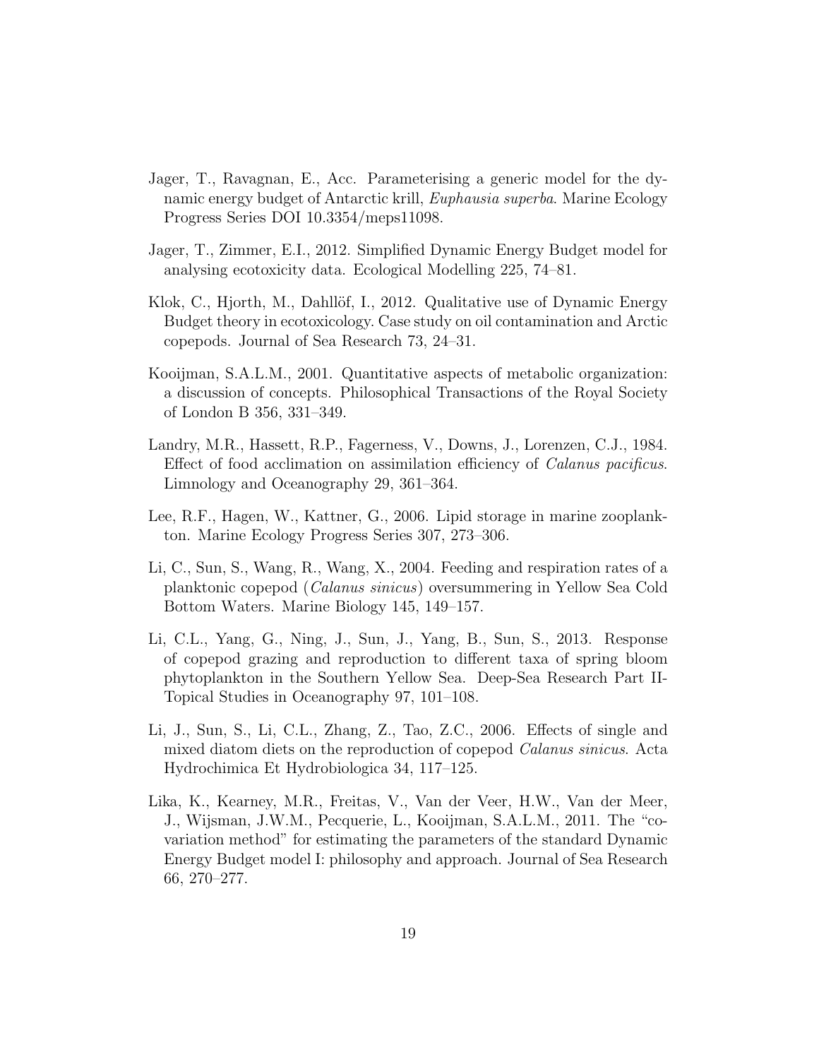Jager, T., Ravagnan, E., Acc. Parameterising a generic model for the dynamic energy budget of Antarctic krill, *Euphausia superba*. Marine Ecology Progress Series DOI 10.3354/meps11098.

Jager, T., Zimmer, E.I., 2012. Simplified Dynamic Energy Budget model for analysing ecotoxicity data. Ecological Modelling 225, 74–81.

Klok, C., Hjorth, M., Dahllöf, I., 2012. Qualitative use of Dynamic Energy Budget theory in ecotoxicology. Case study on oil contamination and Arctic copepods. Journal of Sea Research 73, 24–31.

Kooijman, S.A.L.M., 2001. Quantitative aspects of metabolic organization: a discussion of concepts. Philosophical Transactions of the Royal Society of London B 356, 331–349.

Landry, M.R., Hassett, R.P., Fagerness, V., Downs, J., Lorenzen, C.J., 1984. Effect of food acclimation on assimilation efficiency of *Calanus pacificus*. Limnology and Oceanography 29, 361–364.

Lee, R.F., Hagen, W., Kattner, G., 2006. Lipid storage in marine zooplankton. Marine Ecology Progress Series 307, 273–306.

Li, C., Sun, S., Wang, R., Wang, X., 2004. Feeding and respiration rates of a planktonic copepod (*Calanus sinicus*) oversummering in Yellow Sea Cold Bottom Waters. Marine Biology 145, 149–157.

Li, C.L., Yang, G., Ning, J., Sun, J., Yang, B., Sun, S., 2013. Response of copepod grazing and reproduction to different taxa of spring bloom phytoplankton in the Southern Yellow Sea. Deep-Sea Research Part II-Topical Studies in Oceanography 97, 101–108.

Li, J., Sun, S., Li, C.L., Zhang, Z., Tao, Z.C., 2006. Effects of single and mixed diatom diets on the reproduction of copepod *Calanus sinicus*. Acta Hydrochimica Et Hydrobiologica 34, 117–125.

Lika, K., Kearney, M.R., Freitas, V., Van der Veer, H.W., Van der Meer, J., Wijsman, J.W.M., Pecquerie, L., Kooijman, S.A.L.M., 2011. The "covariation method" for estimating the parameters of the standard Dynamic Energy Budget model I: philosophy and approach. Journal of Sea Research 66, 270–277.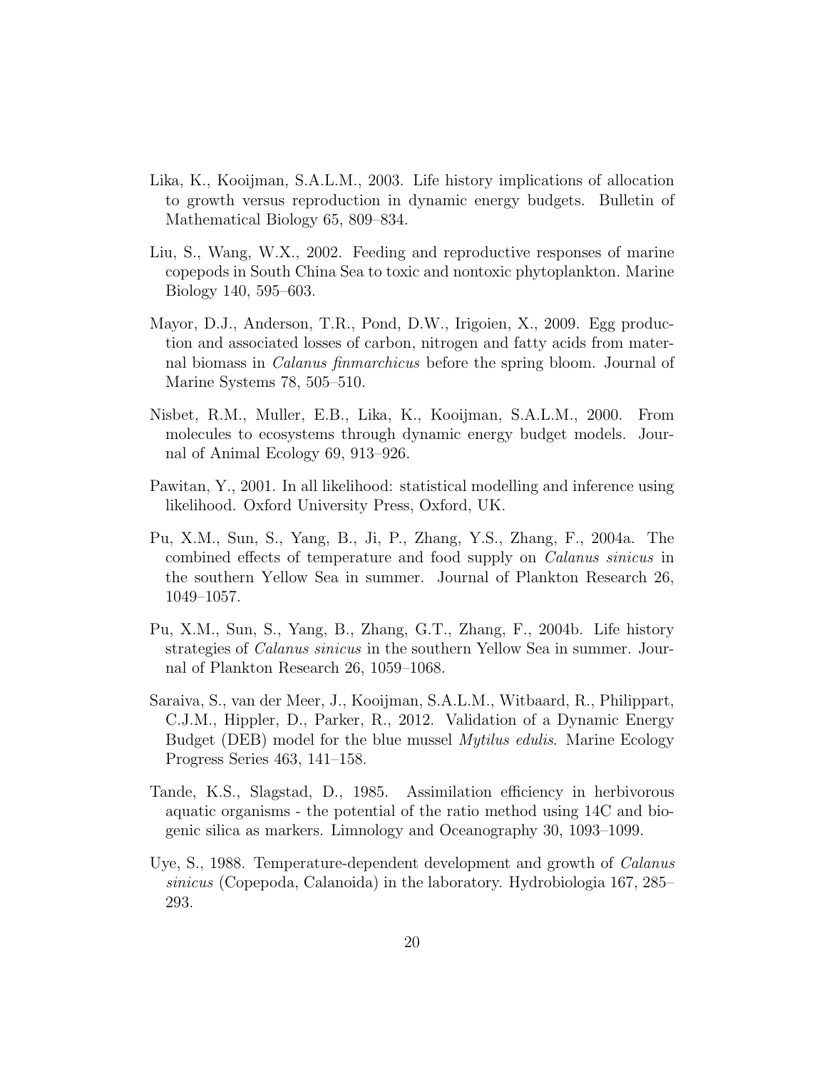Lika, K., Kooijman, S.A.L.M., 2003. Life history implications of allocation to growth versus reproduction in dynamic energy budgets. Bulletin of Mathematical Biology 65, 809–834.

Liu, S., Wang, W.X., 2002. Feeding and reproductive responses of marine copepods in South China Sea to toxic and nontoxic phytoplankton. Marine Biology 140, 595–603.

Mayor, D.J., Anderson, T.R., Pond, D.W., Irigoien, X., 2009. Egg production and associated losses of carbon, nitrogen and fatty acids from maternal biomass in *Calanus finmarchicus* before the spring bloom. Journal of Marine Systems 78, 505–510.

Nisbet, R.M., Muller, E.B., Lika, K., Kooijman, S.A.L.M., 2000. From molecules to ecosystems through dynamic energy budget models. Journal of Animal Ecology 69, 913–926.

Pawitan, Y., 2001. In all likelihood: statistical modelling and inference using likelihood. Oxford University Press, Oxford, UK.

Pu, X.M., Sun, S., Yang, B., Ji, P., Zhang, Y.S., Zhang, F., 2004a. The combined effects of temperature and food supply on *Calanus sinicus* in the southern Yellow Sea in summer. Journal of Plankton Research 26, 1049–1057.

Pu, X.M., Sun, S., Yang, B., Zhang, G.T., Zhang, F., 2004b. Life history strategies of *Calanus sinicus* in the southern Yellow Sea in summer. Journal of Plankton Research 26, 1059–1068.

Saraiva, S., van der Meer, J., Kooijman, S.A.L.M., Witbaard, R., Philippart, C.J.M., Hippler, D., Parker, R., 2012. Validation of a Dynamic Energy Budget (DEB) model for the blue mussel *Mytilus edulis*. Marine Ecology Progress Series 463, 141–158.

Tande, K.S., Slagstad, D., 1985. Assimilation efficiency in herbivorous aquatic organisms - the potential of the ratio method using 14C and biogenic silica as markers. Limnology and Oceanography 30, 1093–1099.

Uye, S., 1988. Temperature-dependent development and growth of *Calanus sinicus* (Copepoda, Calanoida) in the laboratory. Hydrobiologia 167, 285–293.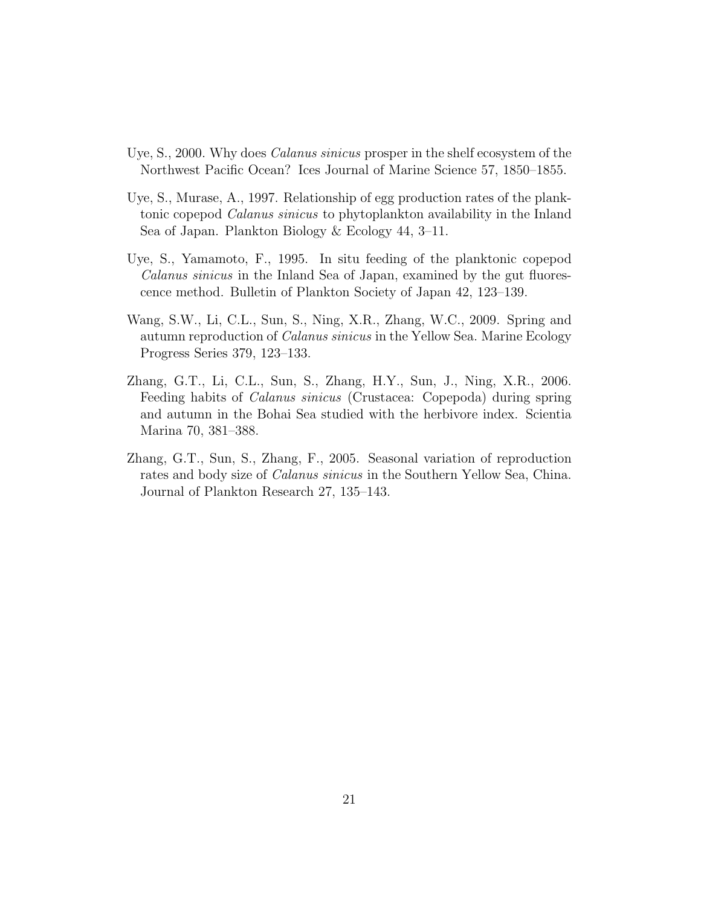Uye, S., 2000. Why does *Calanus sinicus* prosper in the shelf ecosystem of the Northwest Pacific Ocean? Ices Journal of Marine Science 57, 1850–1855.

Uye, S., Murase, A., 1997. Relationship of egg production rates of the planktonic copepod *Calanus sinicus* to phytoplankton availability in the Inland Sea of Japan. Plankton Biology & Ecology 44, 3–11.

Uye, S., Yamamoto, F., 1995. In situ feeding of the planktonic copepod *Calanus sinicus* in the Inland Sea of Japan, examined by the gut fluorescence method. Bulletin of Plankton Society of Japan 42, 123–139.

Wang, S.W., Li, C.L., Sun, S., Ning, X.R., Zhang, W.C., 2009. Spring and autumn reproduction of *Calanus sinicus* in the Yellow Sea. Marine Ecology Progress Series 379, 123–133.

Zhang, G.T., Li, C.L., Sun, S., Zhang, H.Y., Sun, J., Ning, X.R., 2006. Feeding habits of *Calanus sinicus* (Crustacea: Copepoda) during spring and autumn in the Bohai Sea studied with the herbivore index. Scientia Marina 70, 381–388.

Zhang, G.T., Sun, S., Zhang, F., 2005. Seasonal variation of reproduction rates and body size of *Calanus sinicus* in the Southern Yellow Sea, China. Journal of Plankton Research 27, 135–143.